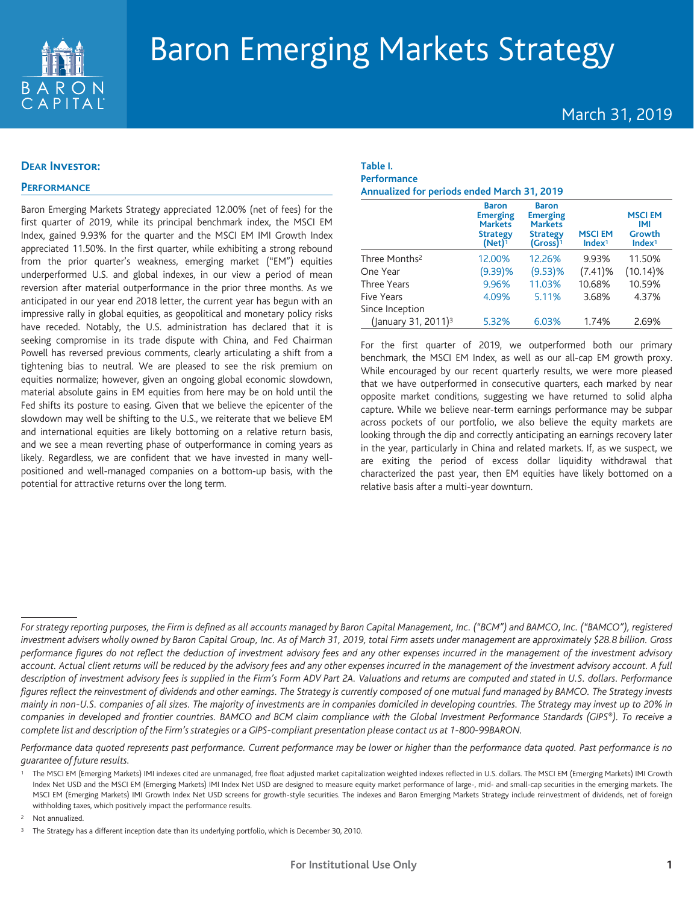# Baron Emerging Markets Strategy

March 31, 2019

## Dear Investor:

### Performance

Baron Emerging Markets Strategy appreciated 12.00% (net of fees) for the first quarter of 2019, while its principal benchmark index, the MSCI EM Index, gained 9.93% for the quarter and the MSCI EM IMI Growth Index appreciated 11.50%. In the first quarter, while exhibiting a strong rebound from the prior quarter's weakness, emerging market ("EM") equities underperformed U.S. and global indexes, in our view a period of mean reversion after material outperformance in the prior three months. As we anticipated in our year end 2018 letter, the current year has begun with an impressive rally in global equities, as geopolitical and monetary policy risks have receded. Notably, the U.S. administration has declared that it is seeking compromise in its trade dispute with China, and Fed Chairman Powell has reversed previous comments, clearly articulating a shift from a tightening bias to neutral. We are pleased to see the risk premium on equities normalize; however, given an ongoing global economic slowdown, material absolute gains in EM equities from here may be on hold until the Fed shifts its posture to easing. Given that we believe the epicenter of the slowdown may well be shifting to the U.S., we reiterate that we believe EM and international equities are likely bottoming on a relative return basis, and we see a mean reverting phase of outperformance in coming years as likely. Regardless, we are confident that we have invested in many well-positioned and well-managed companies on a bottom-up basis, with the potential for attractive returns over the long term.

**Table I.**
**Performance**
**Annualized for periods ended March 31, 2019**

| | Baron Emerging Markets Strategy (Net)[1] | Baron Emerging Markets Strategy (Gross)[1] | MSCI EM Index[1] | MSCI EM IMI Growth Index[1] |
|---|---|---|---|---|
| Three Months[2] | 12.00% | 12.26% | 9.93% | 11.50% |
| One Year | (9.39)% | (9.53)% | (7.41)% | (10.14)% |
| Three Years | 9.96% | 11.03% | 10.68% | 10.59% |
| Five Years | 4.09% | 5.11% | 3.68% | 4.37% |
| Since Inception (January 31, 2011)[3] | 5.32% | 6.03% | 1.74% | 2.69% |

For the first quarter of 2019, we outperformed both our primary benchmark, the MSCI EM Index, as well as our all-cap EM growth proxy. While encouraged by our recent quarterly results, we were more pleased that we have outperformed in consecutive quarters, each marked by near opposite market conditions, suggesting we have returned to solid alpha capture. While we believe near-term earnings performance may be subpar across pockets of our portfolio, we also believe the equity markets are looking through the dip and correctly anticipating an earnings recovery later in the year, particularly in China and related markets. If, as we suspect, we are exiting the period of excess dollar liquidity withdrawal that characterized the past year, then EM equities have likely bottomed on a relative basis after a multi-year downturn.

---

*For strategy reporting purposes, the Firm is defined as all accounts managed by Baron Capital Management, Inc. ("BCM") and BAMCO, Inc. ("BAMCO"), registered investment advisers wholly owned by Baron Capital Group, Inc. As of March 31, 2019, total Firm assets under management are approximately $28.8 billion. Gross performance figures do not reflect the deduction of investment advisory fees and any other expenses incurred in the management of the investment advisory account. Actual client returns will be reduced by the advisory fees and any other expenses incurred in the management of the investment advisory account. A full description of investment advisory fees is supplied in the Firm's Form ADV Part 2A. Valuations and returns are computed and stated in U.S. dollars. Performance figures reflect the reinvestment of dividends and other earnings. The Strategy is currently composed of one mutual fund managed by BAMCO. The Strategy invests mainly in non-U.S. companies of all sizes. The majority of investments are in companies domiciled in developing countries. The Strategy may invest up to 20% in companies in developed and frontier countries. BAMCO and BCM claim compliance with the Global Investment Performance Standards (GIPS®). To receive a complete list and description of the Firm's strategies or a GIPS-compliant presentation please contact us at 1-800-99BARON.*

*Performance data quoted represents past performance. Current performance may be lower or higher than the performance data quoted. Past performance is no guarantee of future results.*

[1] The MSCI EM (Emerging Markets) IMI indexes cited are unmanaged, free float adjusted market capitalization weighted indexes reflected in U.S. dollars. The MSCI EM (Emerging Markets) IMI Growth Index Net USD and the MSCI EM (Emerging Markets) IMI Index Net USD are designed to measure equity market performance of large-, mid- and small-cap securities in the emerging markets. The MSCI EM (Emerging Markets) IMI Growth Index Net USD screens for growth-style securities. The indexes and Baron Emerging Markets Strategy include reinvestment of dividends, net of foreign withholding taxes, which positively impact the performance results.

[2] Not annualized.

[3] The Strategy has a different inception date than its underlying portfolio, which is December 30, 2010.

For Institutional Use Only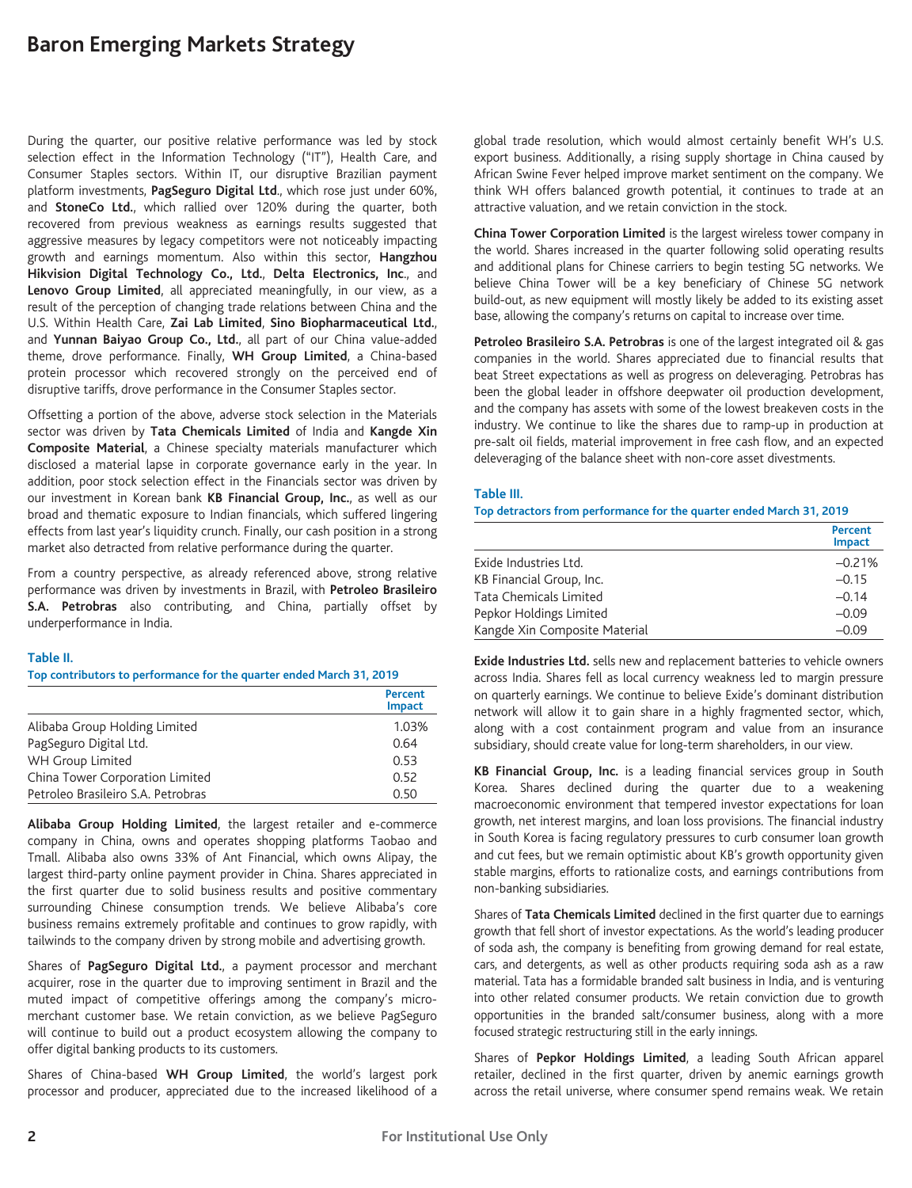# Baron Emerging Markets Strategy

During the quarter, our positive relative performance was led by stock selection effect in the Information Technology ("IT"), Health Care, and Consumer Staples sectors. Within IT, our disruptive Brazilian payment platform investments, **PagSeguro Digital Ltd.**, which rose just under 60%, and **StoneCo Ltd.**, which rallied over 120% during the quarter, both recovered from previous weakness as earnings results suggested that aggressive measures by legacy competitors were not noticeably impacting growth and earnings momentum. Also within this sector, **Hangzhou Hikvision Digital Technology Co., Ltd.**, **Delta Electronics, Inc.**, and **Lenovo Group Limited**, all appreciated meaningfully, in our view, as a result of the perception of changing trade relations between China and the U.S. Within Health Care, **Zai Lab Limited**, **Sino Biopharmaceutical Ltd.**, and **Yunnan Baiyao Group Co., Ltd.**, all part of our China value-added theme, drove performance. Finally, **WH Group Limited**, a China-based protein processor which recovered strongly on the perceived end of disruptive tariffs, drove performance in the Consumer Staples sector.

Offsetting a portion of the above, adverse stock selection in the Materials sector was driven by **Tata Chemicals Limited** of India and **Kangde Xin Composite Material**, a Chinese specialty materials manufacturer which disclosed a material lapse in corporate governance early in the year. In addition, poor stock selection effect in the Financials sector was driven by our investment in Korean bank **KB Financial Group, Inc.**, as well as our broad and thematic exposure to Indian financials, which suffered lingering effects from last year's liquidity crunch. Finally, our cash position in a strong market also detracted from relative performance during the quarter.

From a country perspective, as already referenced above, strong relative performance was driven by investments in Brazil, with **Petroleo Brasileiro S.A. Petrobras** also contributing, and China, partially offset by underperformance in India.

**Table II.**

**Top contributors to performance for the quarter ended March 31, 2019**

| | Percent Impact |
|---|---|
| Alibaba Group Holding Limited | 1.03% |
| PagSeguro Digital Ltd. | 0.64 |
| WH Group Limited | 0.53 |
| China Tower Corporation Limited | 0.52 |
| Petroleo Brasileiro S.A. Petrobras | 0.50 |

**Alibaba Group Holding Limited**, the largest retailer and e-commerce company in China, owns and operates shopping platforms Taobao and Tmall. Alibaba also owns 33% of Ant Financial, which owns Alipay, the largest third-party online payment provider in China. Shares appreciated in the first quarter due to solid business results and positive commentary surrounding Chinese consumption trends. We believe Alibaba's core business remains extremely profitable and continues to grow rapidly, with tailwinds to the company driven by strong mobile and advertising growth.

Shares of **PagSeguro Digital Ltd.**, a payment processor and merchant acquirer, rose in the quarter due to improving sentiment in Brazil and the muted impact of competitive offerings among the company's micro-merchant customer base. We retain conviction, as we believe PagSeguro will continue to build out a product ecosystem allowing the company to offer digital banking products to its customers.

Shares of China-based **WH Group Limited**, the world's largest pork processor and producer, appreciated due to the increased likelihood of a global trade resolution, which would almost certainly benefit WH's U.S. export business. Additionally, a rising supply shortage in China caused by African Swine Fever helped improve market sentiment on the company. We think WH offers balanced growth potential, it continues to trade at an attractive valuation, and we retain conviction in the stock.

**China Tower Corporation Limited** is the largest wireless tower company in the world. Shares increased in the quarter following solid operating results and additional plans for Chinese carriers to begin testing 5G networks. We believe China Tower will be a key beneficiary of Chinese 5G network build-out, as new equipment will mostly likely be added to its existing asset base, allowing the company's returns on capital to increase over time.

**Petroleo Brasileiro S.A. Petrobras** is one of the largest integrated oil & gas companies in the world. Shares appreciated due to financial results that beat Street expectations as well as progress on deleveraging. Petrobras has been the global leader in offshore deepwater oil production development, and the company has assets with some of the lowest breakeven costs in the industry. We continue to like the shares due to ramp-up in production at pre-salt oil fields, material improvement in free cash flow, and an expected deleveraging of the balance sheet with non-core asset divestments.

**Table III.**

**Top detractors from performance for the quarter ended March 31, 2019**

| | Percent Impact |
|---|---|
| Exide Industries Ltd. | –0.21% |
| KB Financial Group, Inc. | –0.15 |
| Tata Chemicals Limited | –0.14 |
| Pepkor Holdings Limited | –0.09 |
| Kangde Xin Composite Material | –0.09 |

**Exide Industries Ltd.** sells new and replacement batteries to vehicle owners across India. Shares fell as local currency weakness led to margin pressure on quarterly earnings. We continue to believe Exide's dominant distribution network will allow it to gain share in a highly fragmented sector, which, along with a cost containment program and value from an insurance subsidiary, should create value for long-term shareholders, in our view.

**KB Financial Group, Inc.** is a leading financial services group in South Korea. Shares declined during the quarter due to a weakening macroeconomic environment that tempered investor expectations for loan growth, net interest margins, and loan loss provisions. The financial industry in South Korea is facing regulatory pressures to curb consumer loan growth and cut fees, but we remain optimistic about KB's growth opportunity given stable margins, efforts to rationalize costs, and earnings contributions from non-banking subsidiaries.

Shares of **Tata Chemicals Limited** declined in the first quarter due to earnings growth that fell short of investor expectations. As the world's leading producer of soda ash, the company is benefiting from growing demand for real estate, cars, and detergents, as well as other products requiring soda ash as a raw material. Tata has a formidable branded salt business in India, and is venturing into other related consumer products. We retain conviction due to growth opportunities in the branded salt/consumer business, along with a more focused strategic restructuring still in the early innings.

Shares of **Pepkor Holdings Limited**, a leading South African apparel retailer, declined in the first quarter, driven by anemic earnings growth across the retail universe, where consumer spend remains weak. We retain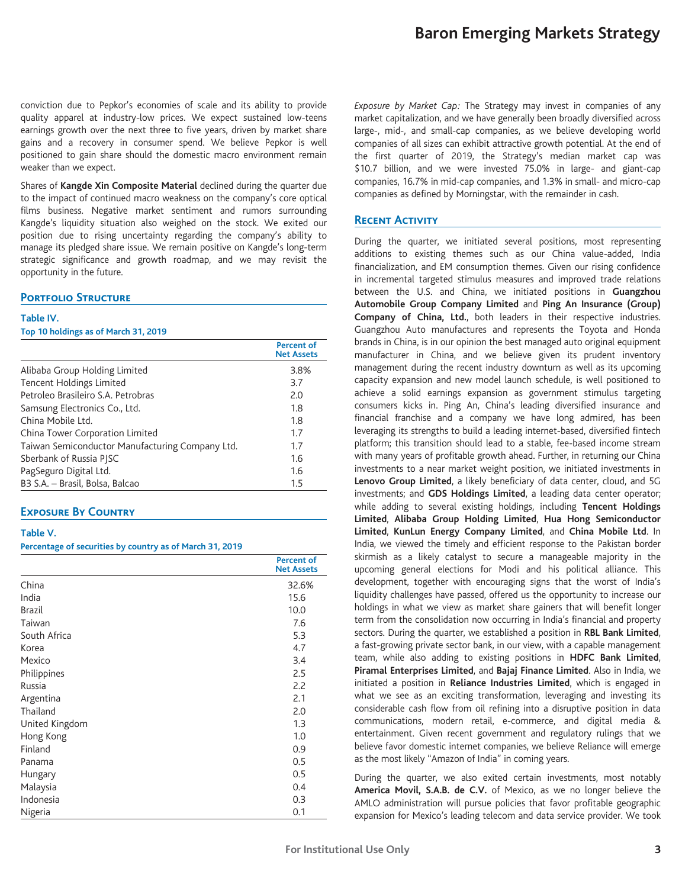conviction due to Pepkor's economies of scale and its ability to provide quality apparel at industry-low prices. We expect sustained low-teens earnings growth over the next three to five years, driven by market share gains and a recovery in consumer spend. We believe Pepkor is well positioned to gain share should the domestic macro environment remain weaker than we expect.

Shares of **Kangde Xin Composite Material** declined during the quarter due to the impact of continued macro weakness on the company's core optical films business. Negative market sentiment and rumors surrounding Kangde's liquidity situation also weighed on the stock. We exited our position due to rising uncertainty regarding the company's ability to manage its pledged share issue. We remain positive on Kangde's long-term strategic significance and growth roadmap, and we may revisit the opportunity in the future.

## Portfolio Structure

**Table IV.**
**Top 10 holdings as of March 31, 2019**

| | Percent of Net Assets |
|---|---|
| Alibaba Group Holding Limited | 3.8% |
| Tencent Holdings Limited | 3.7 |
| Petroleo Brasileiro S.A. Petrobras | 2.0 |
| Samsung Electronics Co., Ltd. | 1.8 |
| China Mobile Ltd. | 1.8 |
| China Tower Corporation Limited | 1.7 |
| Taiwan Semiconductor Manufacturing Company Ltd. | 1.7 |
| Sberbank of Russia PJSC | 1.6 |
| PagSeguro Digital Ltd. | 1.6 |
| B3 S.A. – Brasil, Bolsa, Balcao | 1.5 |

## Exposure By Country

**Table V.**
**Percentage of securities by country as of March 31, 2019**

| | Percent of Net Assets |
|---|---|
| China | 32.6% |
| India | 15.6 |
| Brazil | 10.0 |
| Taiwan | 7.6 |
| South Africa | 5.3 |
| Korea | 4.7 |
| Mexico | 3.4 |
| Philippines | 2.5 |
| Russia | 2.2 |
| Argentina | 2.1 |
| Thailand | 2.0 |
| United Kingdom | 1.3 |
| Hong Kong | 1.0 |
| Finland | 0.9 |
| Panama | 0.5 |
| Hungary | 0.5 |
| Malaysia | 0.4 |
| Indonesia | 0.3 |
| Nigeria | 0.1 |

*Exposure by Market Cap:* The Strategy may invest in companies of any market capitalization, and we have generally been broadly diversified across large-, mid-, and small-cap companies, as we believe developing world companies of all sizes can exhibit attractive growth potential. At the end of the first quarter of 2019, the Strategy's median market cap was $10.7 billion, and we were invested 75.0% in large- and giant-cap companies, 16.7% in mid-cap companies, and 1.3% in small- and micro-cap companies as defined by Morningstar, with the remainder in cash.

## Recent Activity

During the quarter, we initiated several positions, most representing additions to existing themes such as our China value-added, India financialization, and EM consumption themes. Given our rising confidence in incremental targeted stimulus measures and improved trade relations between the U.S. and China, we initiated positions in **Guangzhou Automobile Group Company Limited** and **Ping An Insurance (Group) Company of China, Ltd.**, both leaders in their respective industries. Guangzhou Auto manufactures and represents the Toyota and Honda brands in China, is in our opinion the best managed auto original equipment manufacturer in China, and we believe given its prudent inventory management during the recent industry downturn as well as its upcoming capacity expansion and new model launch schedule, is well positioned to achieve a solid earnings expansion as government stimulus targeting consumers kicks in. Ping An, China's leading diversified insurance and financial franchise and a company we have long admired, has been leveraging its strengths to build a leading internet-based, diversified fintech platform; this transition should lead to a stable, fee-based income stream with many years of profitable growth ahead. Further, in returning our China investments to a near market weight position, we initiated investments in **Lenovo Group Limited**, a likely beneficiary of data center, cloud, and 5G investments; and **GDS Holdings Limited**, a leading data center operator; while adding to several existing holdings, including **Tencent Holdings Limited**, **Alibaba Group Holding Limited**, **Hua Hong Semiconductor Limited**, **KunLun Energy Company Limited**, and **China Mobile Ltd**. In India, we viewed the timely and efficient response to the Pakistan border skirmish as a likely catalyst to secure a manageable majority in the upcoming general elections for Modi and his political alliance. This development, together with encouraging signs that the worst of India's liquidity challenges have passed, offered us the opportunity to increase our holdings in what we view as market share gainers that will benefit longer term from the consolidation now occurring in India's financial and property sectors. During the quarter, we established a position in **RBL Bank Limited**, a fast-growing private sector bank, in our view, with a capable management team, while also adding to existing positions in **HDFC Bank Limited**, **Piramal Enterprises Limited**, and **Bajaj Finance Limited**. Also in India, we initiated a position in **Reliance Industries Limited**, which is engaged in what we see as an exciting transformation, leveraging and investing its considerable cash flow from oil refining into a disruptive position in data communications, modern retail, e-commerce, and digital media & entertainment. Given recent government and regulatory rulings that we believe favor domestic internet companies, we believe Reliance will emerge as the most likely "Amazon of India" in coming years.

During the quarter, we also exited certain investments, most notably **America Movil, S.A.B. de C.V.** of Mexico, as we no longer believe the AMLO administration will pursue policies that favor profitable geographic expansion for Mexico's leading telecom and data service provider. We took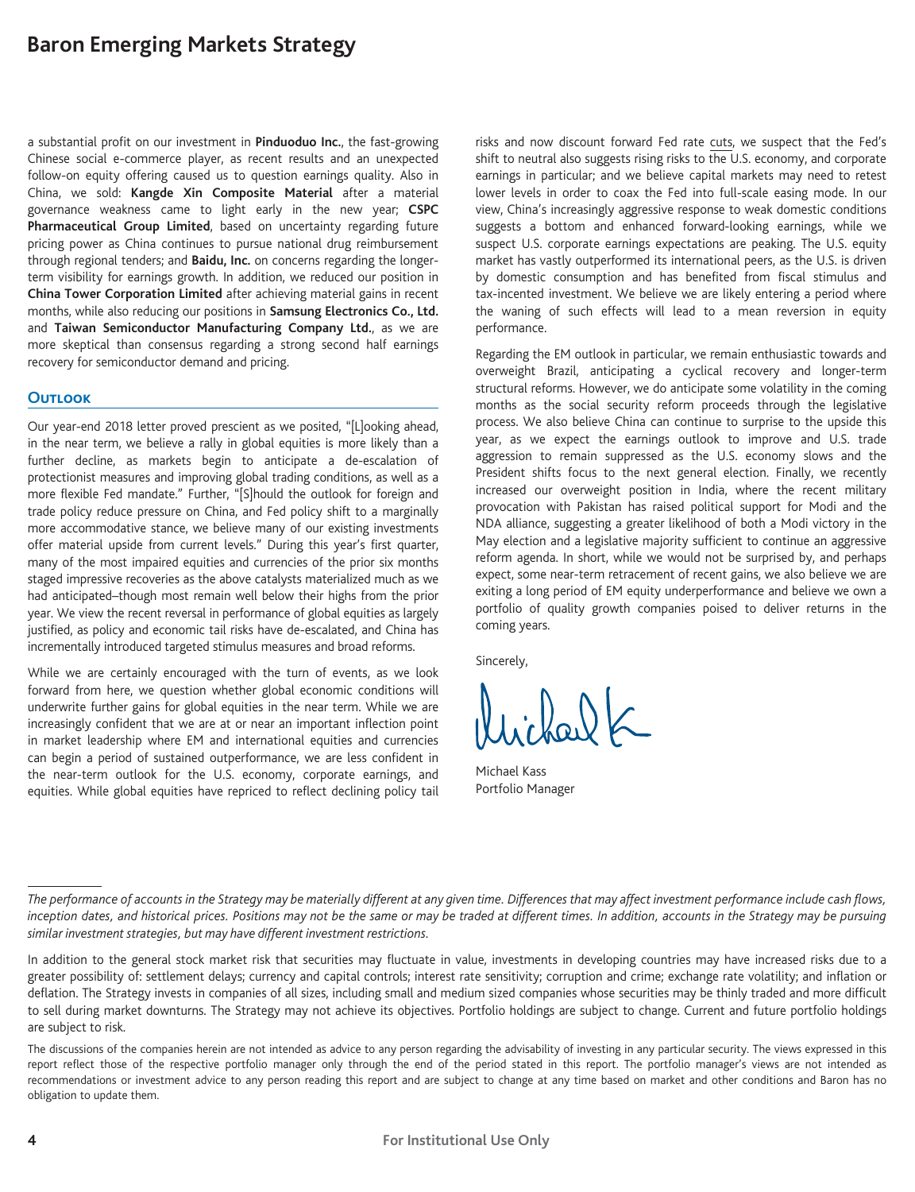a substantial profit on our investment in **Pinduoduo Inc.**, the fast-growing Chinese social e-commerce player, as recent results and an unexpected follow-on equity offering caused us to question earnings quality. Also in China, we sold: **Kangde Xin Composite Material** after a material governance weakness came to light early in the new year; **CSPC Pharmaceutical Group Limited**, based on uncertainty regarding future pricing power as China continues to pursue national drug reimbursement through regional tenders; and **Baidu, Inc.** on concerns regarding the longer-term visibility for earnings growth. In addition, we reduced our position in **China Tower Corporation Limited** after achieving material gains in recent months, while also reducing our positions in **Samsung Electronics Co., Ltd.** and **Taiwan Semiconductor Manufacturing Company Ltd.**, as we are more skeptical than consensus regarding a strong second half earnings recovery for semiconductor demand and pricing.

## Outlook

Our year-end 2018 letter proved prescient as we posited, "[L]ooking ahead, in the near term, we believe a rally in global equities is more likely than a further decline, as markets begin to anticipate a de-escalation of protectionist measures and improving global trading conditions, as well as a more flexible Fed mandate." Further, "[S]hould the outlook for foreign and trade policy reduce pressure on China, and Fed policy shift to a marginally more accommodative stance, we believe many of our existing investments offer material upside from current levels." During this year's first quarter, many of the most impaired equities and currencies of the prior six months staged impressive recoveries as the above catalysts materialized much as we had anticipated–though most remain well below their highs from the prior year. We view the recent reversal in performance of global equities as largely justified, as policy and economic tail risks have de-escalated, and China has incrementally introduced targeted stimulus measures and broad reforms.

While we are certainly encouraged with the turn of events, as we look forward from here, we question whether global economic conditions will underwrite further gains for global equities in the near term. While we are increasingly confident that we are at or near an important inflection point in market leadership where EM and international equities and currencies can begin a period of sustained outperformance, we are less confident in the near-term outlook for the U.S. economy, corporate earnings, and equities. While global equities have repriced to reflect declining policy tail risks and now discount forward Fed rate cuts, we suspect that the Fed's shift to neutral also suggests rising risks to the U.S. economy, and corporate earnings in particular; and we believe capital markets may need to retest lower levels in order to coax the Fed into full-scale easing mode. In our view, China's increasingly aggressive response to weak domestic conditions suggests a bottom and enhanced forward-looking earnings, while we suspect U.S. corporate earnings expectations are peaking. The U.S. equity market has vastly outperformed its international peers, as the U.S. is driven by domestic consumption and has benefited from fiscal stimulus and tax-incented investment. We believe we are likely entering a period where the waning of such effects will lead to a mean reversion in equity performance.

Regarding the EM outlook in particular, we remain enthusiastic towards and overweight Brazil, anticipating a cyclical recovery and longer-term structural reforms. However, we do anticipate some volatility in the coming months as the social security reform proceeds through the legislative process. We also believe China can continue to surprise to the upside this year, as we expect the earnings outlook to improve and U.S. trade aggression to remain suppressed as the U.S. economy slows and the President shifts focus to the next general election. Finally, we recently increased our overweight position in India, where the recent military provocation with Pakistan has raised political support for Modi and the NDA alliance, suggesting a greater likelihood of both a Modi victory in the May election and a legislative majority sufficient to continue an aggressive reform agenda. In short, while we would not be surprised by, and perhaps expect, some near-term retracement of recent gains, we also believe we are exiting a long period of EM equity underperformance and believe we own a portfolio of quality growth companies poised to deliver returns in the coming years.

Sincerely,

Michael Kass
Portfolio Manager

---

*The performance of accounts in the Strategy may be materially different at any given time. Differences that may affect investment performance include cash flows, inception dates, and historical prices. Positions may not be the same or may be traded at different times. In addition, accounts in the Strategy may be pursuing similar investment strategies, but may have different investment restrictions.*

In addition to the general stock market risk that securities may fluctuate in value, investments in developing countries may have increased risks due to a greater possibility of: settlement delays; currency and capital controls; interest rate sensitivity; corruption and crime; exchange rate volatility; and inflation or deflation. The Strategy invests in companies of all sizes, including small and medium sized companies whose securities may be thinly traded and more difficult to sell during market downturns. The Strategy may not achieve its objectives. Portfolio holdings are subject to change. Current and future portfolio holdings are subject to risk.

The discussions of the companies herein are not intended as advice to any person regarding the advisability of investing in any particular security. The views expressed in this report reflect those of the respective portfolio manager only through the end of the period stated in this report. The portfolio manager's views are not intended as recommendations or investment advice to any person reading this report and are subject to change at any time based on market and other conditions and Baron has no obligation to update them.